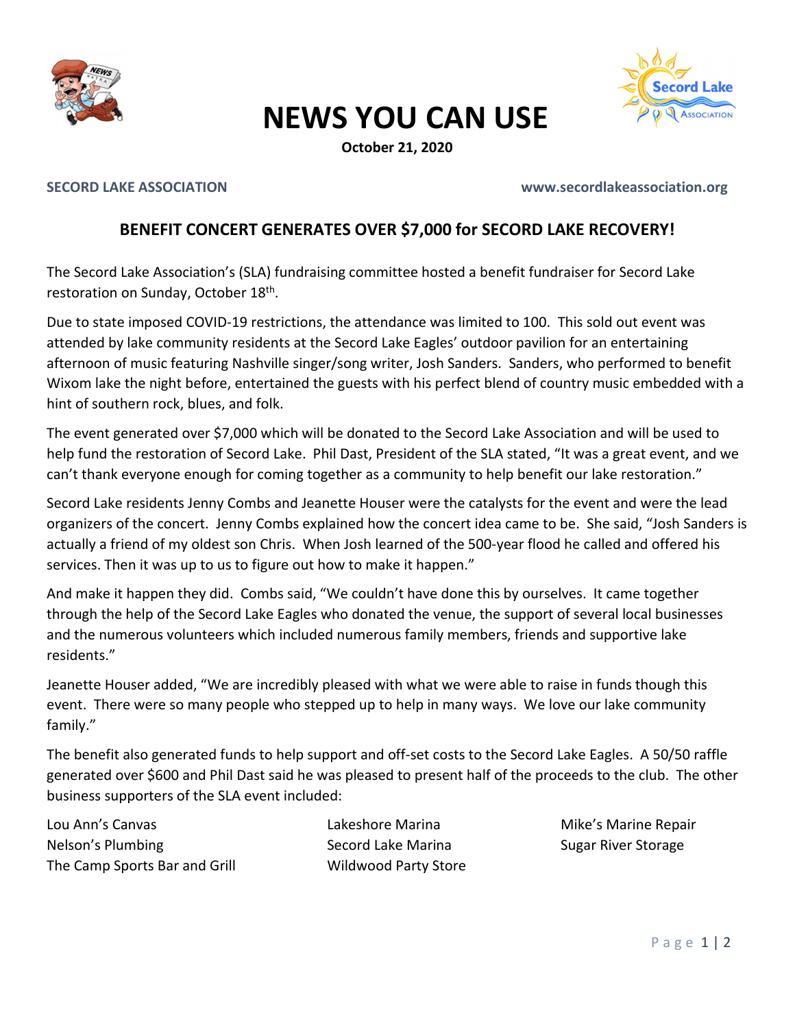# NEWS YOU CAN USE

**October 21, 2020**

**SECORD LAKE ASSOCIATION** **www.secordlakeassociation.org**

## BENEFIT CONCERT GENERATES OVER $7,000 for SECORD LAKE RECOVERY!

The Secord Lake Association's (SLA) fundraising committee hosted a benefit fundraiser for Secord Lake restoration on Sunday, October 18th.

Due to state imposed COVID-19 restrictions, the attendance was limited to 100. This sold out event was attended by lake community residents at the Secord Lake Eagles' outdoor pavilion for an entertaining afternoon of music featuring Nashville singer/song writer, Josh Sanders. Sanders, who performed to benefit Wixom lake the night before, entertained the guests with his perfect blend of country music embedded with a hint of southern rock, blues, and folk.

The event generated over $7,000 which will be donated to the Secord Lake Association and will be used to help fund the restoration of Secord Lake. Phil Dast, President of the SLA stated, "It was a great event, and we can't thank everyone enough for coming together as a community to help benefit our lake restoration."

Secord Lake residents Jenny Combs and Jeanette Houser were the catalysts for the event and were the lead organizers of the concert. Jenny Combs explained how the concert idea came to be. She said, "Josh Sanders is actually a friend of my oldest son Chris. When Josh learned of the 500-year flood he called and offered his services. Then it was up to us to figure out how to make it happen."

And make it happen they did. Combs said, "We couldn't have done this by ourselves. It came together through the help of the Secord Lake Eagles who donated the venue, the support of several local businesses and the numerous volunteers which included numerous family members, friends and supportive lake residents."

Jeanette Houser added, "We are incredibly pleased with what we were able to raise in funds though this event. There were so many people who stepped up to help in many ways. We love our lake community family."

The benefit also generated funds to help support and off-set costs to the Secord Lake Eagles. A 50/50 raffle generated over $600 and Phil Dast said he was pleased to present half of the proceeds to the club. The other business supporters of the SLA event included:

- Lou Ann's Canvas
- Nelson's Plumbing
- The Camp Sports Bar and Grill
- Lakeshore Marina
- Secord Lake Marina
- Wildwood Party Store
- Mike's Marine Repair
- Sugar River Storage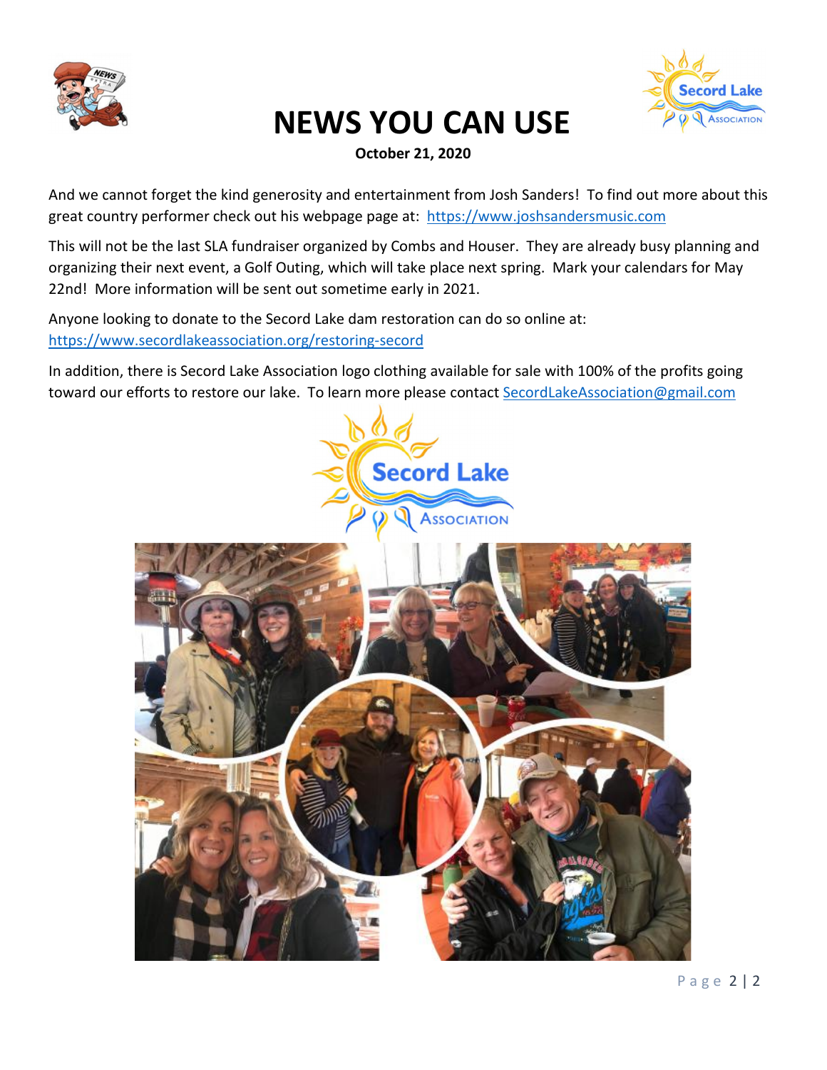# NEWS YOU CAN USE

**October 21, 2020**

And we cannot forget the kind generosity and entertainment from Josh Sanders! To find out more about this great country performer check out his webpage page at: https://www.joshsandersmusic.com

This will not be the last SLA fundraiser organized by Combs and Houser. They are already busy planning and organizing their next event, a Golf Outing, which will take place next spring. Mark your calendars for May 22nd! More information will be sent out sometime early in 2021.

Anyone looking to donate to the Secord Lake dam restoration can do so online at: https://www.secordlakeassociation.org/restoring-secord

In addition, there is Secord Lake Association logo clothing available for sale with 100% of the profits going toward our efforts to restore our lake. To learn more please contact SecordLakeAssociation@gmail.com